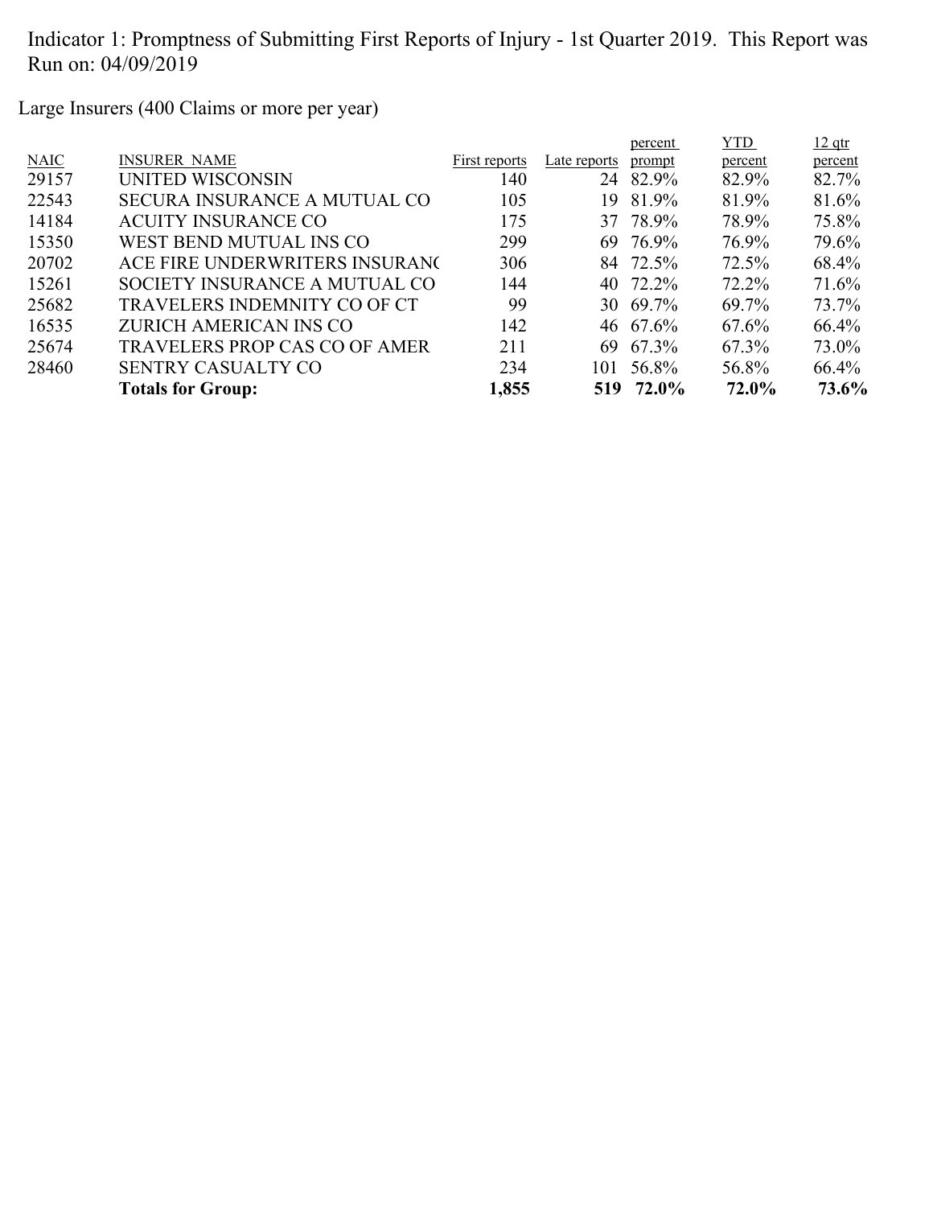Indicator 1: Promptness of Submitting First Reports of Injury - 1st Quarter 2019. This Report was Run on: 04/09/2019

Large Insurers (400 Claims or more per year)

| NAIC | INSURER_NAME | First reports | Late reports | percent prompt | YTD percent | 12 qtr percent |
|---|---|---|---|---|---|---|
| 29157 | UNITED WISCONSIN | 140 | 24 | 82.9% | 82.9% | 82.7% |
| 22543 | SECURA INSURANCE A MUTUAL CO | 105 | 19 | 81.9% | 81.9% | 81.6% |
| 14184 | ACUITY INSURANCE CO | 175 | 37 | 78.9% | 78.9% | 75.8% |
| 15350 | WEST BEND MUTUAL INS CO | 299 | 69 | 76.9% | 76.9% | 79.6% |
| 20702 | ACE FIRE UNDERWRITERS INSURANC | 306 | 84 | 72.5% | 72.5% | 68.4% |
| 15261 | SOCIETY INSURANCE A MUTUAL CO | 144 | 40 | 72.2% | 72.2% | 71.6% |
| 25682 | TRAVELERS INDEMNITY CO OF CT | 99 | 30 | 69.7% | 69.7% | 73.7% |
| 16535 | ZURICH AMERICAN INS CO | 142 | 46 | 67.6% | 67.6% | 66.4% |
| 25674 | TRAVELERS PROP CAS CO OF AMER | 211 | 69 | 67.3% | 67.3% | 73.0% |
| 28460 | SENTRY CASUALTY CO | 234 | 101 | 56.8% | 56.8% | 66.4% |
| | **Totals for Group:** | **1,855** | **519** | **72.0%** | **72.0%** | **73.6%** |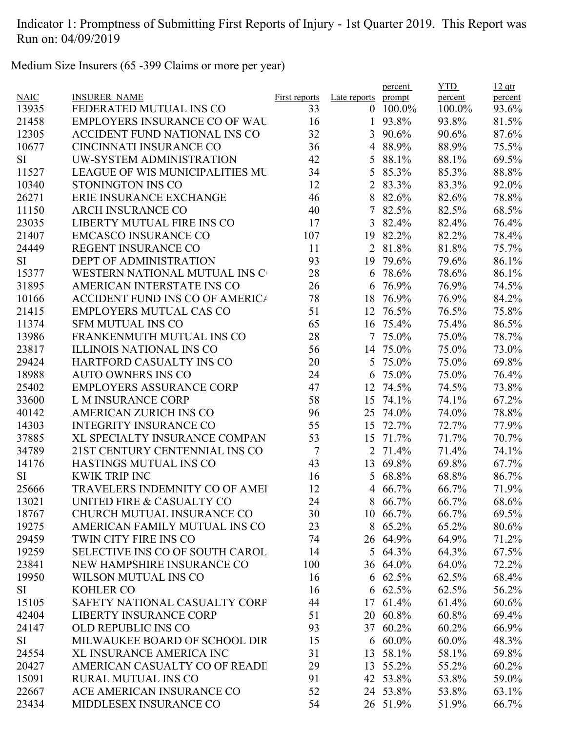Indicator 1: Promptness of Submitting First Reports of Injury - 1st Quarter 2019. This Report was Run on: 04/09/2019

Medium Size Insurers (65 -399 Claims or more per year)

| NAIC | INSURER_NAME | First reports | Late reports | percent prompt | YTD percent | 12 qtr percent |
|---|---|---|---|---|---|---|
| 13935 | FEDERATED MUTUAL INS CO | 33 | 0 | 100.0% | 100.0% | 93.6% |
| 21458 | EMPLOYERS INSURANCE CO OF WAU | 16 | 1 | 93.8% | 93.8% | 81.5% |
| 12305 | ACCIDENT FUND NATIONAL INS CO | 32 | 3 | 90.6% | 90.6% | 87.6% |
| 10677 | CINCINNATI INSURANCE CO | 36 | 4 | 88.9% | 88.9% | 75.5% |
| SI | UW-SYSTEM ADMINISTRATION | 42 | 5 | 88.1% | 88.1% | 69.5% |
| 11527 | LEAGUE OF WIS MUNICIPALITIES MU | 34 | 5 | 85.3% | 85.3% | 88.8% |
| 10340 | STONINGTON INS CO | 12 | 2 | 83.3% | 83.3% | 92.0% |
| 26271 | ERIE INSURANCE EXCHANGE | 46 | 8 | 82.6% | 82.6% | 78.8% |
| 11150 | ARCH INSURANCE CO | 40 | 7 | 82.5% | 82.5% | 68.5% |
| 23035 | LIBERTY MUTUAL FIRE INS CO | 17 | 3 | 82.4% | 82.4% | 76.4% |
| 21407 | EMCASCO INSURANCE CO | 107 | 19 | 82.2% | 82.2% | 78.4% |
| 24449 | REGENT INSURANCE CO | 11 | 2 | 81.8% | 81.8% | 75.7% |
| SI | DEPT OF ADMINISTRATION | 93 | 19 | 79.6% | 79.6% | 86.1% |
| 15377 | WESTERN NATIONAL MUTUAL INS C | 28 | 6 | 78.6% | 78.6% | 86.1% |
| 31895 | AMERICAN INTERSTATE INS CO | 26 | 6 | 76.9% | 76.9% | 74.5% |
| 10166 | ACCIDENT FUND INS CO OF AMERICA | 78 | 18 | 76.9% | 76.9% | 84.2% |
| 21415 | EMPLOYERS MUTUAL CAS CO | 51 | 12 | 76.5% | 76.5% | 75.8% |
| 11374 | SFM MUTUAL INS CO | 65 | 16 | 75.4% | 75.4% | 86.5% |
| 13986 | FRANKENMUTH MUTUAL INS CO | 28 | 7 | 75.0% | 75.0% | 78.7% |
| 23817 | ILLINOIS NATIONAL INS CO | 56 | 14 | 75.0% | 75.0% | 73.0% |
| 29424 | HARTFORD CASUALTY INS CO | 20 | 5 | 75.0% | 75.0% | 69.8% |
| 18988 | AUTO OWNERS INS CO | 24 | 6 | 75.0% | 75.0% | 76.4% |
| 25402 | EMPLOYERS ASSURANCE CORP | 47 | 12 | 74.5% | 74.5% | 73.8% |
| 33600 | L M INSURANCE CORP | 58 | 15 | 74.1% | 74.1% | 67.2% |
| 40142 | AMERICAN ZURICH INS CO | 96 | 25 | 74.0% | 74.0% | 78.8% |
| 14303 | INTEGRITY INSURANCE CO | 55 | 15 | 72.7% | 72.7% | 77.9% |
| 37885 | XL SPECIALTY INSURANCE COMPAN | 53 | 15 | 71.7% | 71.7% | 70.7% |
| 34789 | 21ST CENTURY CENTENNIAL INS CO | 7 | 2 | 71.4% | 71.4% | 74.1% |
| 14176 | HASTINGS MUTUAL INS CO | 43 | 13 | 69.8% | 69.8% | 67.7% |
| SI | KWIK TRIP INC | 16 | 5 | 68.8% | 68.8% | 86.7% |
| 25666 | TRAVELERS INDEMNITY CO OF AMEI | 12 | 4 | 66.7% | 66.7% | 71.9% |
| 13021 | UNITED FIRE & CASUALTY CO | 24 | 8 | 66.7% | 66.7% | 68.6% |
| 18767 | CHURCH MUTUAL INSURANCE CO | 30 | 10 | 66.7% | 66.7% | 69.5% |
| 19275 | AMERICAN FAMILY MUTUAL INS CO | 23 | 8 | 65.2% | 65.2% | 80.6% |
| 29459 | TWIN CITY FIRE INS CO | 74 | 26 | 64.9% | 64.9% | 71.2% |
| 19259 | SELECTIVE INS CO OF SOUTH CAROL | 14 | 5 | 64.3% | 64.3% | 67.5% |
| 23841 | NEW HAMPSHIRE INSURANCE CO | 100 | 36 | 64.0% | 64.0% | 72.2% |
| 19950 | WILSON MUTUAL INS CO | 16 | 6 | 62.5% | 62.5% | 68.4% |
| SI | KOHLER CO | 16 | 6 | 62.5% | 62.5% | 56.2% |
| 15105 | SAFETY NATIONAL CASUALTY CORP | 44 | 17 | 61.4% | 61.4% | 60.6% |
| 42404 | LIBERTY INSURANCE CORP | 51 | 20 | 60.8% | 60.8% | 69.4% |
| 24147 | OLD REPUBLIC INS CO | 93 | 37 | 60.2% | 60.2% | 66.9% |
| SI | MILWAUKEE BOARD OF SCHOOL DIR | 15 | 6 | 60.0% | 60.0% | 48.3% |
| 24554 | XL INSURANCE AMERICA INC | 31 | 13 | 58.1% | 58.1% | 69.8% |
| 20427 | AMERICAN CASUALTY CO OF READII | 29 | 13 | 55.2% | 55.2% | 60.2% |
| 15091 | RURAL MUTUAL INS CO | 91 | 42 | 53.8% | 53.8% | 59.0% |
| 22667 | ACE AMERICAN INSURANCE CO | 52 | 24 | 53.8% | 53.8% | 63.1% |
| 23434 | MIDDLESEX INSURANCE CO | 54 | 26 | 51.9% | 51.9% | 66.7% |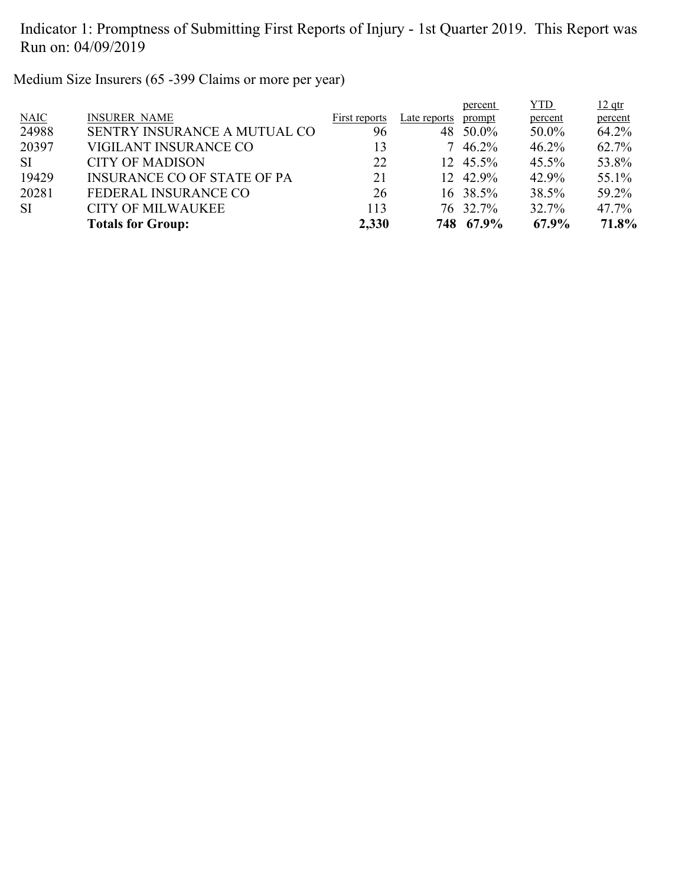Indicator 1: Promptness of Submitting First Reports of Injury - 1st Quarter 2019. This Report was Run on: 04/09/2019

Medium Size Insurers (65 -399 Claims or more per year)

| NAIC | INSURER NAME | First reports | Late reports | percent prompt | YTD percent | 12 qtr percent |
|---|---|---|---|---|---|---|
| 24988 | SENTRY INSURANCE A MUTUAL CO | 96 | 48 | 50.0% | 50.0% | 64.2% |
| 20397 | VIGILANT INSURANCE CO | 13 | 7 | 46.2% | 46.2% | 62.7% |
| SI | CITY OF MADISON | 22 | 12 | 45.5% | 45.5% | 53.8% |
| 19429 | INSURANCE CO OF STATE OF PA | 21 | 12 | 42.9% | 42.9% | 55.1% |
| 20281 | FEDERAL INSURANCE CO | 26 | 16 | 38.5% | 38.5% | 59.2% |
| SI | CITY OF MILWAUKEE | 113 | 76 | 32.7% | 32.7% | 47.7% |
| | **Totals for Group:** | **2,330** | **748** | **67.9%** | **67.9%** | **71.8%** |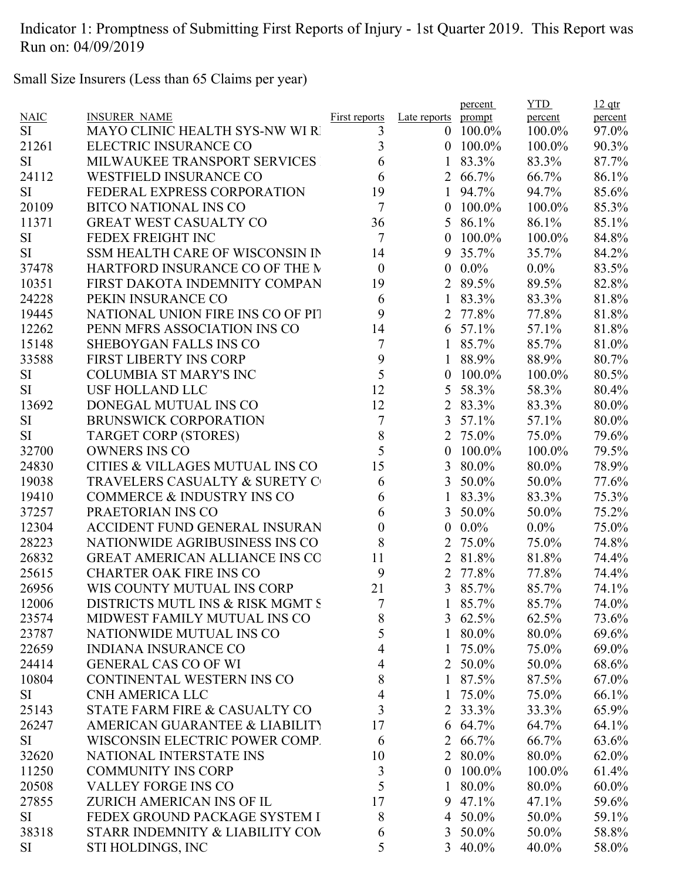Indicator 1: Promptness of Submitting First Reports of Injury - 1st Quarter 2019. This Report was Run on: 04/09/2019

Small Size Insurers (Less than 65 Claims per year)

| NAIC | INSURER_NAME | First reports | Late reports | percent prompt | YTD percent | 12 qtr percent |
|---|---|---|---|---|---|---|
| SI | MAYO CLINIC HEALTH SYS-NW WI R | 3 | 0 | 100.0% | 100.0% | 97.0% |
| 21261 | ELECTRIC INSURANCE CO | 3 | 0 | 100.0% | 100.0% | 90.3% |
| SI | MILWAUKEE TRANSPORT SERVICES | 6 | 1 | 83.3% | 83.3% | 87.7% |
| 24112 | WESTFIELD INSURANCE CO | 6 | 2 | 66.7% | 66.7% | 86.1% |
| SI | FEDERAL EXPRESS CORPORATION | 19 | 1 | 94.7% | 94.7% | 85.6% |
| 20109 | BITCO NATIONAL INS CO | 7 | 0 | 100.0% | 100.0% | 85.3% |
| 11371 | GREAT WEST CASUALTY CO | 36 | 5 | 86.1% | 86.1% | 85.1% |
| SI | FEDEX FREIGHT INC | 7 | 0 | 100.0% | 100.0% | 84.8% |
| SI | SSM HEALTH CARE OF WISCONSIN IN | 14 | 9 | 35.7% | 35.7% | 84.2% |
| 37478 | HARTFORD INSURANCE CO OF THE M | 0 | 0 | 0.0% | 0.0% | 83.5% |
| 10351 | FIRST DAKOTA INDEMNITY COMPAN | 19 | 2 | 89.5% | 89.5% | 82.8% |
| 24228 | PEKIN INSURANCE CO | 6 | 1 | 83.3% | 83.3% | 81.8% |
| 19445 | NATIONAL UNION FIRE INS CO OF PIT | 9 | 2 | 77.8% | 77.8% | 81.8% |
| 12262 | PENN MFRS ASSOCIATION INS CO | 14 | 6 | 57.1% | 57.1% | 81.8% |
| 15148 | SHEBOYGAN FALLS INS CO | 7 | 1 | 85.7% | 85.7% | 81.0% |
| 33588 | FIRST LIBERTY INS CORP | 9 | 1 | 88.9% | 88.9% | 80.7% |
| SI | COLUMBIA ST MARY'S INC | 5 | 0 | 100.0% | 100.0% | 80.5% |
| SI | USF HOLLAND LLC | 12 | 5 | 58.3% | 58.3% | 80.4% |
| 13692 | DONEGAL MUTUAL INS CO | 12 | 2 | 83.3% | 83.3% | 80.0% |
| SI | BRUNSWICK CORPORATION | 7 | 3 | 57.1% | 57.1% | 80.0% |
| SI | TARGET CORP (STORES) | 8 | 2 | 75.0% | 75.0% | 79.6% |
| 32700 | OWNERS INS CO | 5 | 0 | 100.0% | 100.0% | 79.5% |
| 24830 | CITIES & VILLAGES MUTUAL INS CO | 15 | 3 | 80.0% | 80.0% | 78.9% |
| 19038 | TRAVELERS CASUALTY & SURETY C | 6 | 3 | 50.0% | 50.0% | 77.6% |
| 19410 | COMMERCE & INDUSTRY INS CO | 6 | 1 | 83.3% | 83.3% | 75.3% |
| 37257 | PRAETORIAN INS CO | 6 | 3 | 50.0% | 50.0% | 75.2% |
| 12304 | ACCIDENT FUND GENERAL INSURAN | 0 | 0 | 0.0% | 0.0% | 75.0% |
| 28223 | NATIONWIDE AGRIBUSINESS INS CO | 8 | 2 | 75.0% | 75.0% | 74.8% |
| 26832 | GREAT AMERICAN ALLIANCE INS CO | 11 | 2 | 81.8% | 81.8% | 74.4% |
| 25615 | CHARTER OAK FIRE INS CO | 9 | 2 | 77.8% | 77.8% | 74.4% |
| 26956 | WIS COUNTY MUTUAL INS CORP | 21 | 3 | 85.7% | 85.7% | 74.1% |
| 12006 | DISTRICTS MUTL INS & RISK MGMT S | 7 | 1 | 85.7% | 85.7% | 74.0% |
| 23574 | MIDWEST FAMILY MUTUAL INS CO | 8 | 3 | 62.5% | 62.5% | 73.6% |
| 23787 | NATIONWIDE MUTUAL INS CO | 5 | 1 | 80.0% | 80.0% | 69.6% |
| 22659 | INDIANA INSURANCE CO | 4 | 1 | 75.0% | 75.0% | 69.0% |
| 24414 | GENERAL CAS CO OF WI | 4 | 2 | 50.0% | 50.0% | 68.6% |
| 10804 | CONTINENTAL WESTERN INS CO | 8 | 1 | 87.5% | 87.5% | 67.0% |
| SI | CNH AMERICA LLC | 4 | 1 | 75.0% | 75.0% | 66.1% |
| 25143 | STATE FARM FIRE & CASUALTY CO | 3 | 2 | 33.3% | 33.3% | 65.9% |
| 26247 | AMERICAN GUARANTEE & LIABILITY | 17 | 6 | 64.7% | 64.7% | 64.1% |
| SI | WISCONSIN ELECTRIC POWER COMP. | 6 | 2 | 66.7% | 66.7% | 63.6% |
| 32620 | NATIONAL INTERSTATE INS | 10 | 2 | 80.0% | 80.0% | 62.0% |
| 11250 | COMMUNITY INS CORP | 3 | 0 | 100.0% | 100.0% | 61.4% |
| 20508 | VALLEY FORGE INS CO | 5 | 1 | 80.0% | 80.0% | 60.0% |
| 27855 | ZURICH AMERICAN INS OF IL | 17 | 9 | 47.1% | 47.1% | 59.6% |
| SI | FEDEX GROUND PACKAGE SYSTEM I | 8 | 4 | 50.0% | 50.0% | 59.1% |
| 38318 | STARR INDEMNITY & LIABILITY COM | 6 | 3 | 50.0% | 50.0% | 58.8% |
| SI | STI HOLDINGS, INC | 5 | 3 | 40.0% | 40.0% | 58.0% |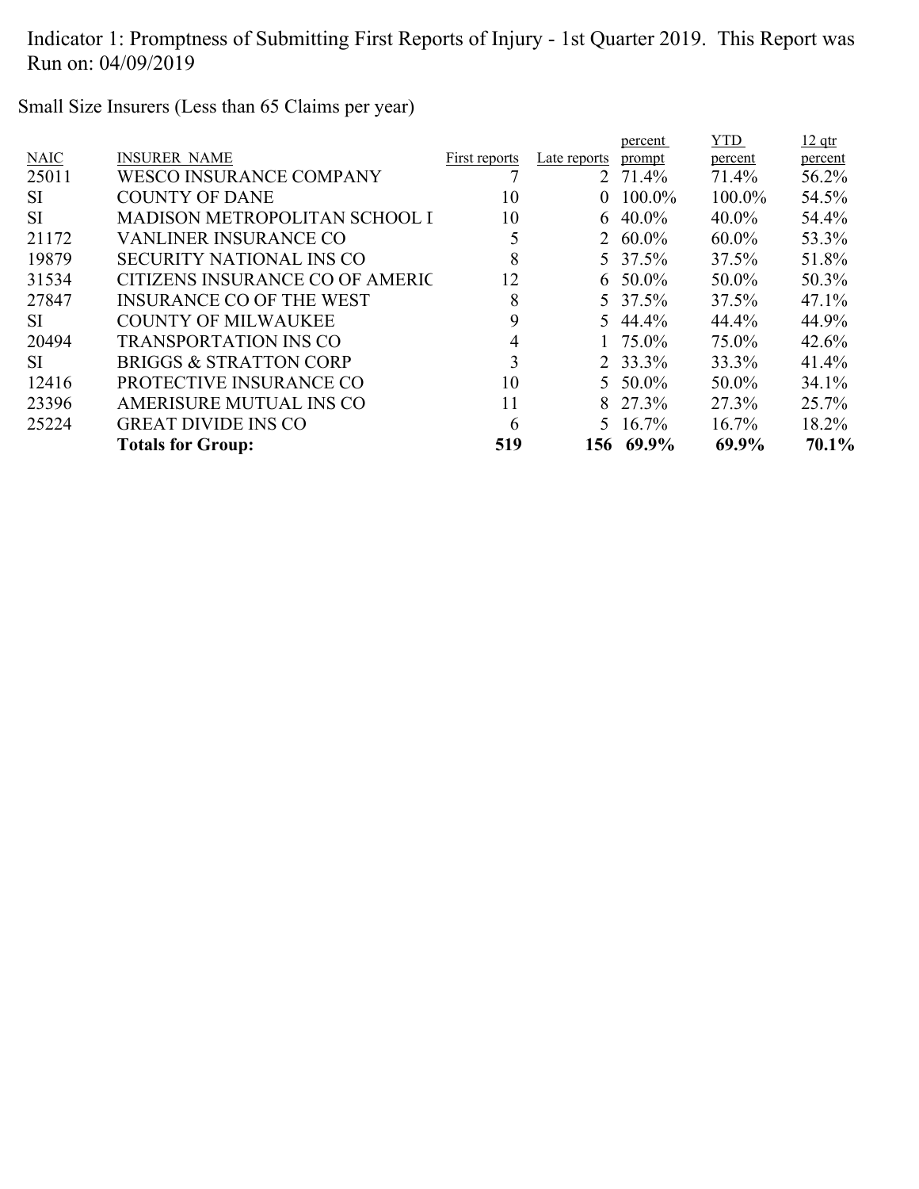Indicator 1: Promptness of Submitting First Reports of Injury - 1st Quarter 2019. This Report was Run on: 04/09/2019

Small Size Insurers (Less than 65 Claims per year)

| NAIC | INSURER NAME | First reports | Late reports | percent prompt | YTD percent | 12 qtr percent |
|---|---|---|---|---|---|---|
| 25011 | WESCO INSURANCE COMPANY | 7 | 2 | 71.4% | 71.4% | 56.2% |
| SI | COUNTY OF DANE | 10 | 0 | 100.0% | 100.0% | 54.5% |
| SI | MADISON METROPOLITAN SCHOOL I | 10 | 6 | 40.0% | 40.0% | 54.4% |
| 21172 | VANLINER INSURANCE CO | 5 | 2 | 60.0% | 60.0% | 53.3% |
| 19879 | SECURITY NATIONAL INS CO | 8 | 5 | 37.5% | 37.5% | 51.8% |
| 31534 | CITIZENS INSURANCE CO OF AMERIC | 12 | 6 | 50.0% | 50.0% | 50.3% |
| 27847 | INSURANCE CO OF THE WEST | 8 | 5 | 37.5% | 37.5% | 47.1% |
| SI | COUNTY OF MILWAUKEE | 9 | 5 | 44.4% | 44.4% | 44.9% |
| 20494 | TRANSPORTATION INS CO | 4 | 1 | 75.0% | 75.0% | 42.6% |
| SI | BRIGGS & STRATTON CORP | 3 | 2 | 33.3% | 33.3% | 41.4% |
| 12416 | PROTECTIVE INSURANCE CO | 10 | 5 | 50.0% | 50.0% | 34.1% |
| 23396 | AMERISURE MUTUAL INS CO | 11 | 8 | 27.3% | 27.3% | 25.7% |
| 25224 | GREAT DIVIDE INS CO | 6 | 5 | 16.7% | 16.7% | 18.2% |
| | **Totals for Group:** | **519** | **156** | **69.9%** | **69.9%** | **70.1%** |